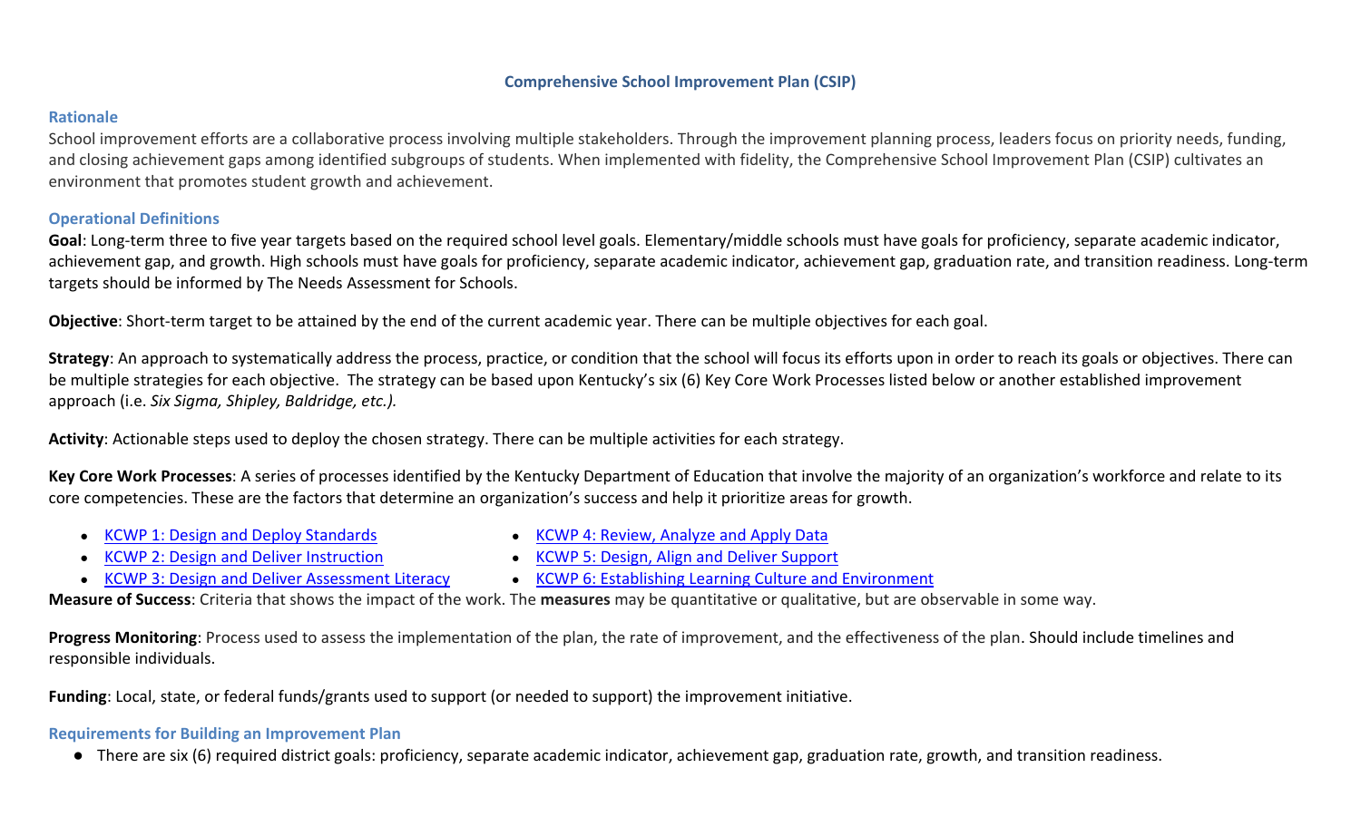# Comprehensive School Improvement Plan (CSIP)

## Rationale

School improvement efforts are a collaborative process involving multiple stakeholders. Through the improvement planning process, leaders focus on priority needs, funding, and closing achievement gaps among identified subgroups of students. When implemented with fidelity, the Comprehensive School Improvement Plan (CSIP) cultivates an environment that promotes student growth and achievement.

## Operational Definitions

**Goal**: Long-term three to five year targets based on the required school level goals. Elementary/middle schools must have goals for proficiency, separate academic indicator, achievement gap, and growth. High schools must have goals for proficiency, separate academic indicator, achievement gap, graduation rate, and transition readiness. Long-term targets should be informed by The Needs Assessment for Schools.

**Objective**: Short-term target to be attained by the end of the current academic year. There can be multiple objectives for each goal.

**Strategy**: An approach to systematically address the process, practice, or condition that the school will focus its efforts upon in order to reach its goals or objectives. There can be multiple strategies for each objective. The strategy can be based upon Kentucky's six (6) Key Core Work Processes listed below or another established improvement approach (i.e. *Six Sigma, Shipley, Baldridge, etc.).*

**Activity**: Actionable steps used to deploy the chosen strategy. There can be multiple activities for each strategy.

**Key Core Work Processes**: A series of processes identified by the Kentucky Department of Education that involve the majority of an organization's workforce and relate to its core competencies. These are the factors that determine an organization's success and help it prioritize areas for growth.

- KCWP 1: Design and Deploy Standards
- KCWP 2: Design and Deliver Instruction
- KCWP 3: Design and Deliver Assessment Literacy
- KCWP 4: Review, Analyze and Apply Data
- KCWP 5: Design, Align and Deliver Support
- KCWP 6: Establishing Learning Culture and Environment

**Measure of Success**: Criteria that shows the impact of the work. The **measures** may be quantitative or qualitative, but are observable in some way.

**Progress Monitoring**: Process used to assess the implementation of the plan, the rate of improvement, and the effectiveness of the plan. Should include timelines and responsible individuals.

**Funding**: Local, state, or federal funds/grants used to support (or needed to support) the improvement initiative.

## Requirements for Building an Improvement Plan

- There are six (6) required district goals: proficiency, separate academic indicator, achievement gap, graduation rate, growth, and transition readiness.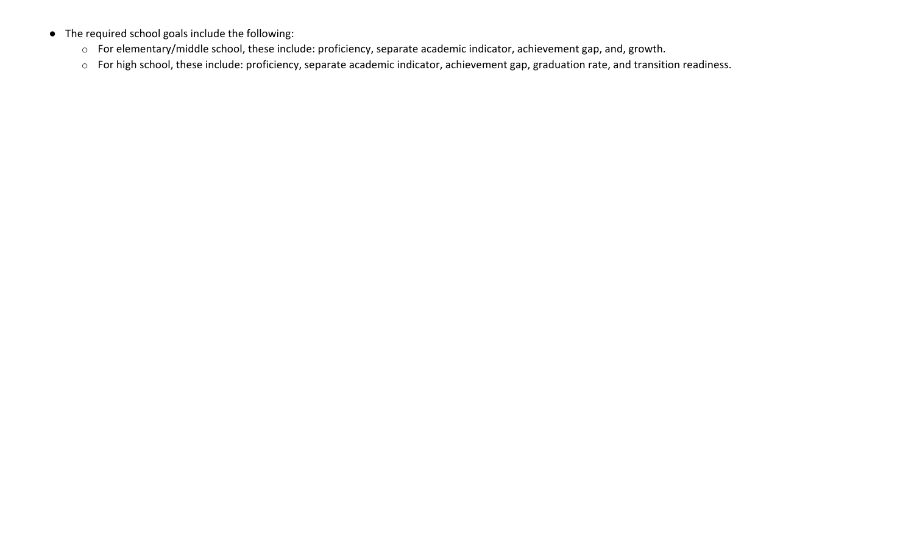- The required school goals include the following:
  - For elementary/middle school, these include: proficiency, separate academic indicator, achievement gap, and, growth.
  - For high school, these include: proficiency, separate academic indicator, achievement gap, graduation rate, and transition readiness.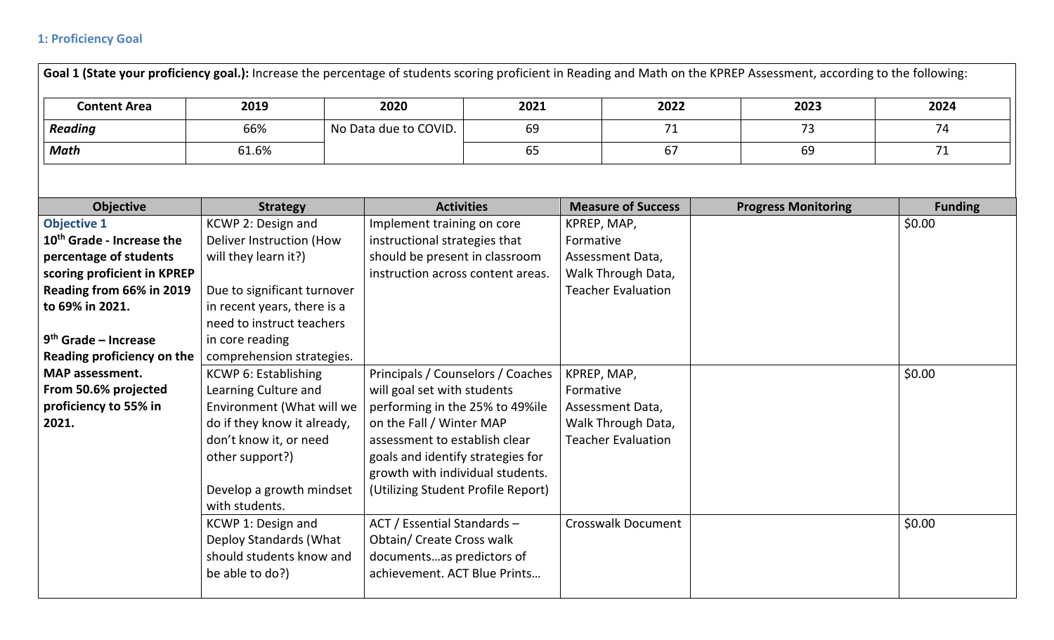### 1: Proficiency Goal

**Goal 1 (State your proficiency goal.):** Increase the percentage of students scoring proficient in Reading and Math on the KPREP Assessment, according to the following:

| Content Area | 2019 | 2020 | 2021 | 2022 | 2023 | 2024 |
|---|---|---|---|---|---|---|
| ***Reading*** | 66% | No Data due to COVID. | 69 | 71 | 73 | 74 |
| ***Math*** | 61.6% | | 65 | 67 | 69 | 71 |

| Objective | Strategy | Activities | Measure of Success | Progress Monitoring | Funding |
|---|---|---|---|---|---|
| **Objective 1**<br>**10th Grade - Increase the percentage of students scoring proficient in KPREP Reading from 66% in 2019 to 69% in 2021.**<br><br>**9th Grade – Increase Reading proficiency on the MAP assessment. From 50.6% projected proficiency to 55% in 2021.** | KCWP 2: Design and Deliver Instruction (How will they learn it?)<br><br>Due to significant turnover in recent years, there is a need to instruct teachers in core reading comprehension strategies. | Implement training on core instructional strategies that should be present in classroom instruction across content areas. | KPREP, MAP, Formative Assessment Data, Walk Through Data, Teacher Evaluation | | $0.00 |
| | KCWP 6: Establishing Learning Culture and Environment (What will we do if they know it already, don't know it, or need other support?)<br><br>Develop a growth mindset with students. | Principals / Counselors / Coaches will goal set with students performing in the 25% to 49%ile on the Fall / Winter MAP assessment to establish clear goals and identify strategies for growth with individual students. (Utilizing Student Profile Report) | KPREP, MAP, Formative Assessment Data, Walk Through Data, Teacher Evaluation | | $0.00 |
| | KCWP 1: Design and Deploy Standards (What should students know and be able to do?) | ACT / Essential Standards – Obtain/ Create Cross walk documents…as predictors of achievement. ACT Blue Prints… | Crosswalk Document | | $0.00 |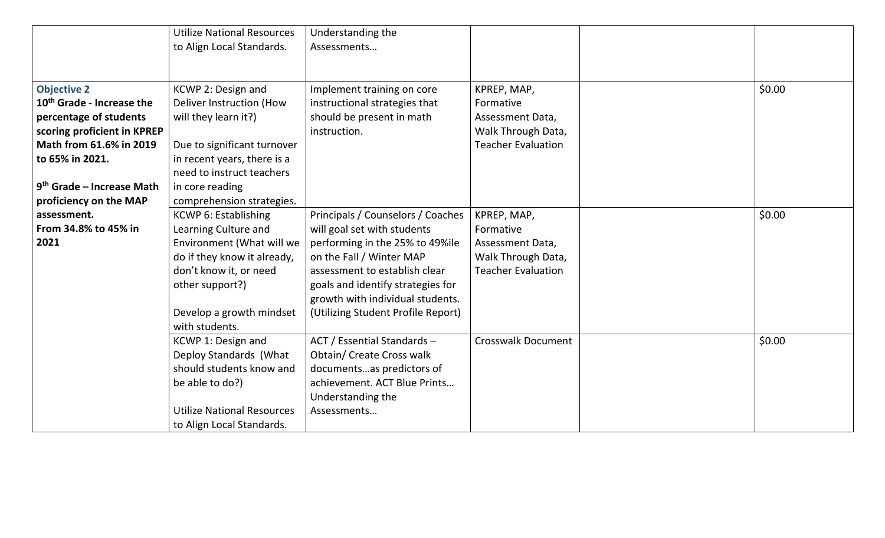| | | | | | |
|---|---|---|---|---|---|
| | Utilize National Resources to Align Local Standards. | Understanding the Assessments… | | | |
| **Objective 2**<br>**10th Grade - Increase the percentage of students scoring proficient in KPREP Math from 61.6% in 2019 to 65% in 2021.**<br><br>**9th Grade – Increase Math proficiency on the MAP assessment. From 34.8% to 45% in 2021** | KCWP 2: Design and Deliver Instruction (How will they learn it?)<br><br>Due to significant turnover in recent years, there is a need to instruct teachers in core reading comprehension strategies. | Implement training on core instructional strategies that should be present in math instruction. | KPREP, MAP, Formative Assessment Data, Walk Through Data, Teacher Evaluation | | $0.00 |
| | KCWP 6: Establishing Learning Culture and Environment (What will we do if they know it already, don't know it, or need other support?)<br><br>Develop a growth mindset with students. | Principals / Counselors / Coaches will goal set with students performing in the 25% to 49%ile on the Fall / Winter MAP assessment to establish clear goals and identify strategies for growth with individual students. (Utilizing Student Profile Report) | KPREP, MAP, Formative Assessment Data, Walk Through Data, Teacher Evaluation | | $0.00 |
| | KCWP 1: Design and Deploy Standards (What should students know and be able to do?)<br><br>Utilize National Resources to Align Local Standards. | ACT / Essential Standards – Obtain/ Create Cross walk documents…as predictors of achievement. ACT Blue Prints… Understanding the Assessments… | Crosswalk Document | | $0.00 |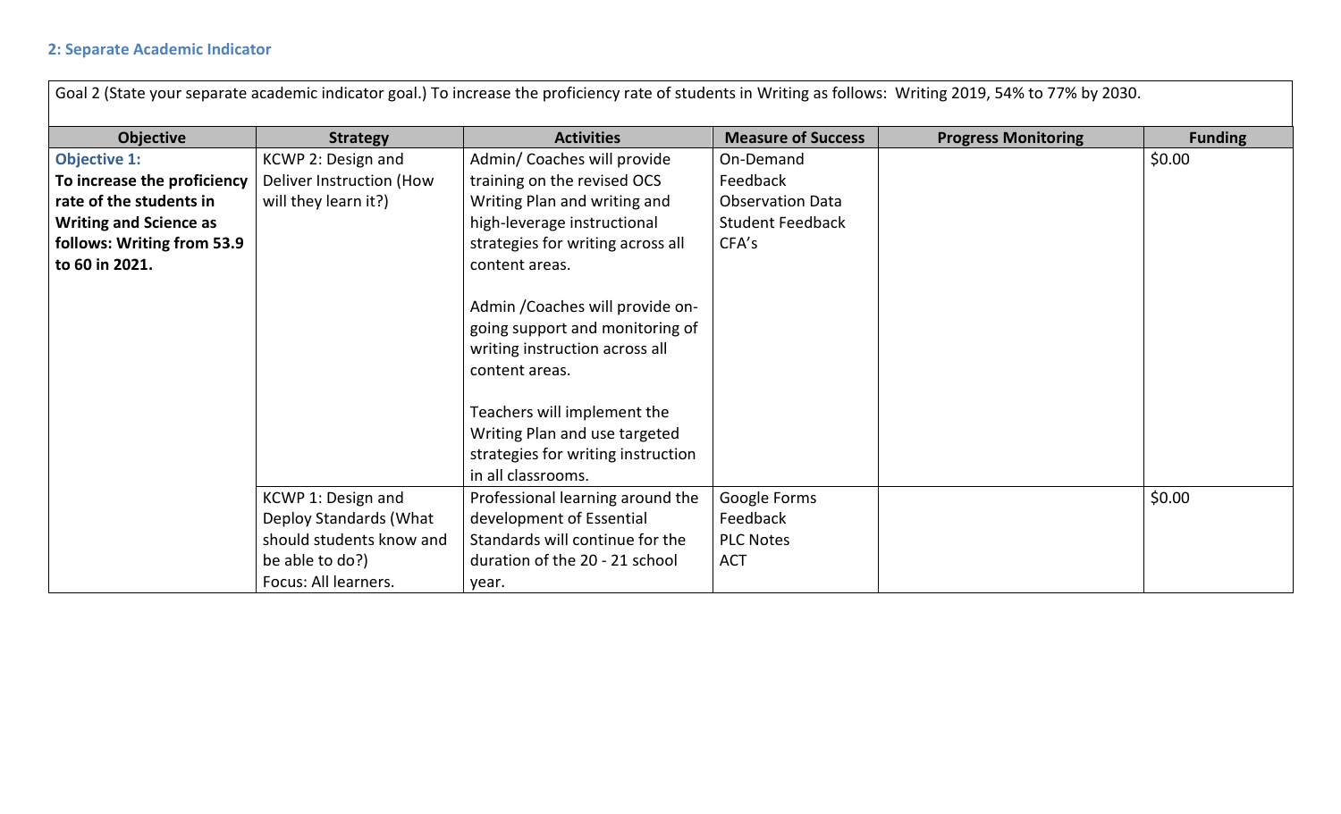## 2: Separate Academic Indicator

Goal 2 (State your separate academic indicator goal.) To increase the proficiency rate of students in Writing as follows: Writing 2019, 54% to 77% by 2030.

| Objective | Strategy | Activities | Measure of Success | Progress Monitoring | Funding |
|---|---|---|---|---|---|
| **Objective 1:** **To increase the proficiency rate of the students in Writing and Science as follows: Writing from 53.9 to 60 in 2021.** | KCWP 2: Design and Deliver Instruction (How will they learn it?) | Admin/ Coaches will provide training on the revised OCS Writing Plan and writing and high-leverage instructional strategies for writing across all content areas.<br><br>Admin /Coaches will provide on-going support and monitoring of writing instruction across all content areas.<br><br>Teachers will implement the Writing Plan and use targeted strategies for writing instruction in all classrooms. | On-Demand Feedback<br>Observation Data<br>Student Feedback<br>CFA's | | $0.00 |
| | KCWP 1: Design and Deploy Standards (What should students know and be able to do?)<br>Focus: All learners. | Professional learning around the development of Essential Standards will continue for the duration of the 20 - 21 school year. | Google Forms Feedback<br>PLC Notes<br>ACT | | $0.00 |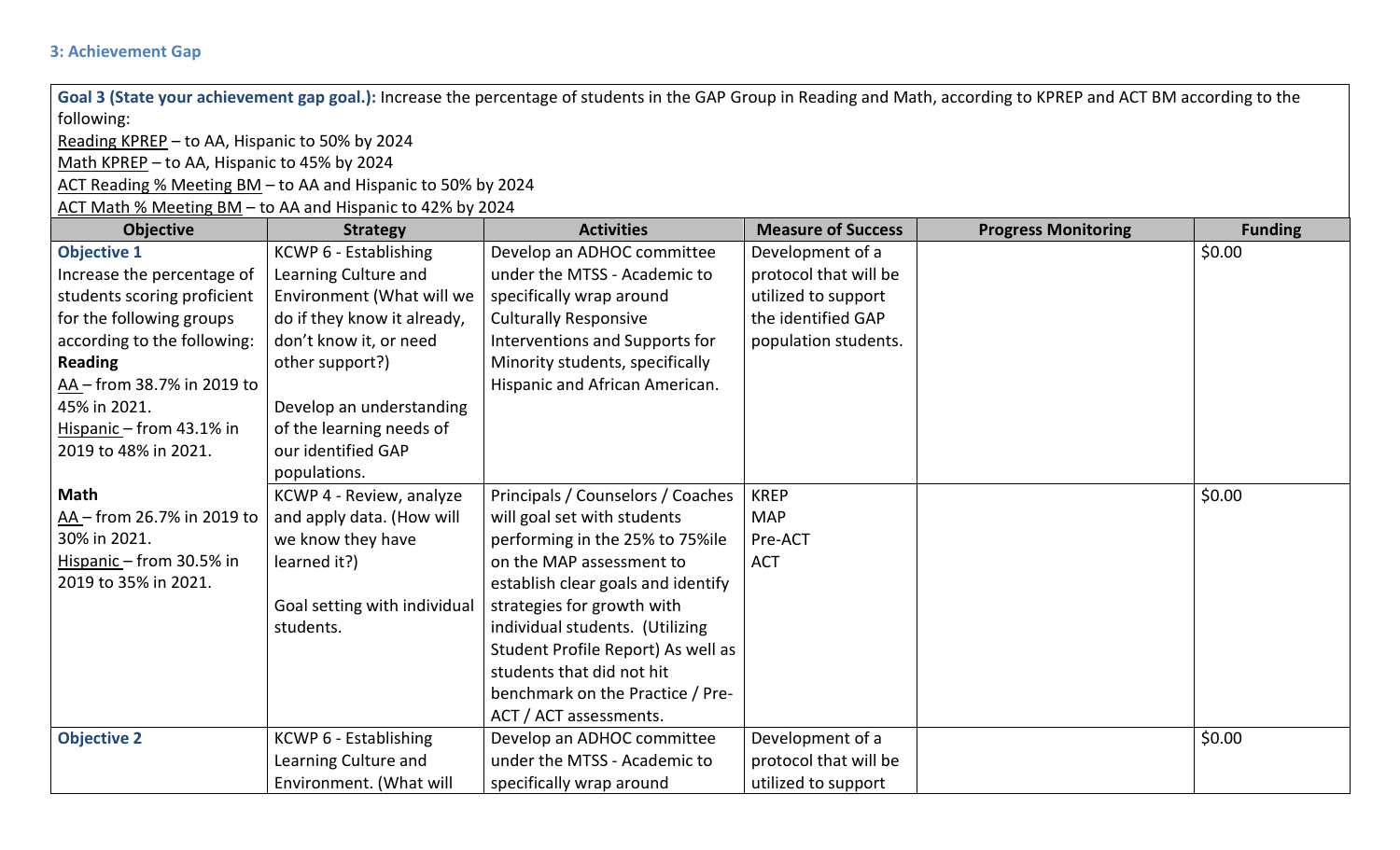### 3: Achievement Gap

**Goal 3 (State your achievement gap goal.):** Increase the percentage of students in the GAP Group in Reading and Math, according to KPREP and ACT BM according to the following:
Reading KPREP – to AA, Hispanic to 50% by 2024
Math KPREP – to AA, Hispanic to 45% by 2024
ACT Reading % Meeting BM – to AA and Hispanic to 50% by 2024
ACT Math % Meeting BM – to AA and Hispanic to 42% by 2024

| Objective | Strategy | Activities | Measure of Success | Progress Monitoring | Funding |
|---|---|---|---|---|---|
| **Objective 1**<br>Increase the percentage of students scoring proficient for the following groups according to the following:<br>**Reading**<br>AA – from 38.7% in 2019 to 45% in 2021.<br>Hispanic – from 43.1% in 2019 to 48% in 2021. | KCWP 6 - Establishing Learning Culture and Environment (What will we do if they know it already, don't know it, or need other support?)<br><br>Develop an understanding of the learning needs of our identified GAP populations. | Develop an ADHOC committee under the MTSS - Academic to specifically wrap around Culturally Responsive Interventions and Supports for Minority students, specifically Hispanic and African American. | Development of a protocol that will be utilized to support the identified GAP population students. | | $0.00 |
| **Math**<br>AA – from 26.7% in 2019 to 30% in 2021.<br>Hispanic – from 30.5% in 2019 to 35% in 2021. | KCWP 4 - Review, analyze and apply data. (How will we know they have learned it?)<br><br>Goal setting with individual students. | Principals / Counselors / Coaches will goal set with students performing in the 25% to 75%ile on the MAP assessment to establish clear goals and identify strategies for growth with individual students. (Utilizing Student Profile Report) As well as students that did not hit benchmark on the Practice / Pre-ACT / ACT assessments. | KREP<br>MAP<br>Pre-ACT<br>ACT | | $0.00 |
| **Objective 2** | KCWP 6 - Establishing Learning Culture and Environment. (What will | Develop an ADHOC committee under the MTSS - Academic to specifically wrap around | Development of a protocol that will be utilized to support | | $0.00 |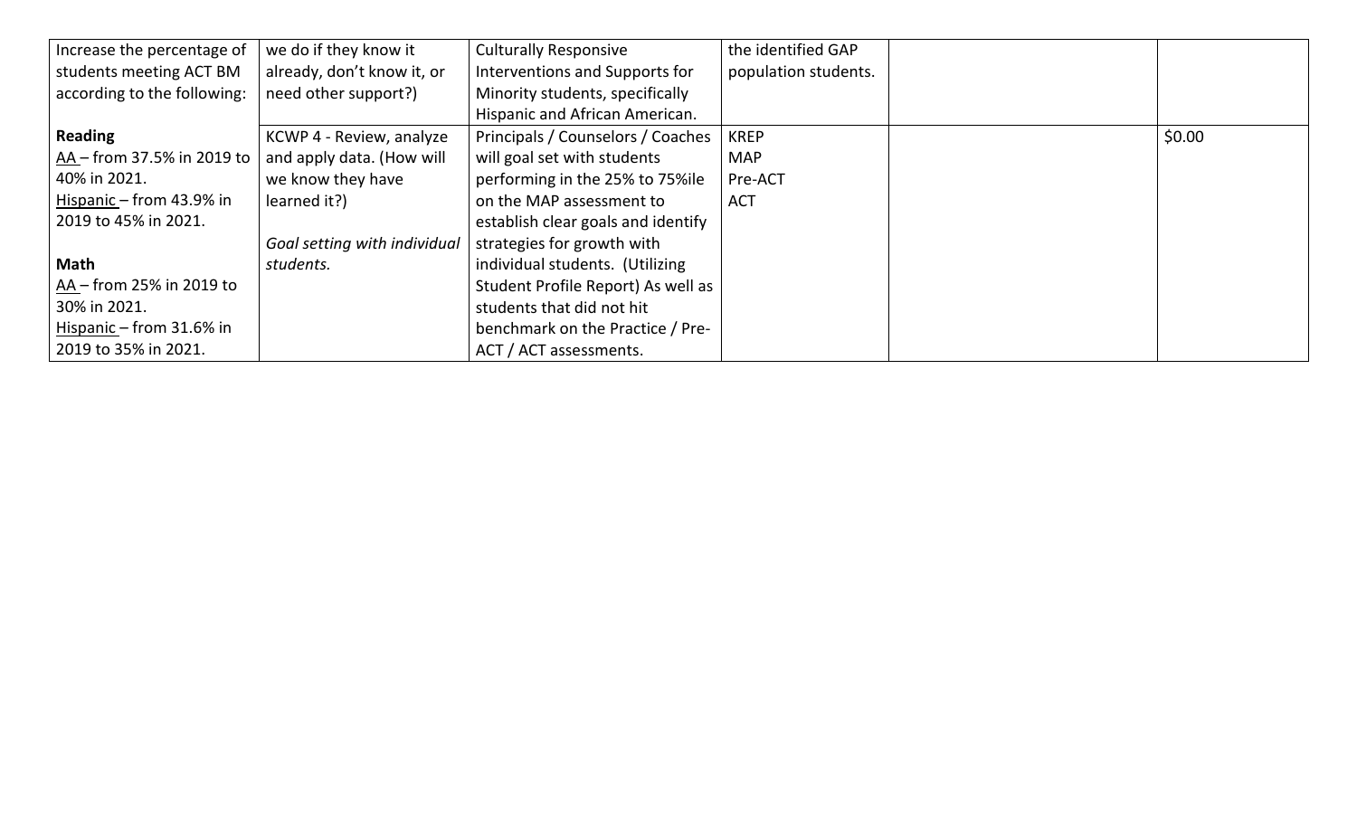| | | | | | |
|---|---|---|---|---|---|
| Increase the percentage of students meeting ACT BM according to the following:<br><br>**Reading**<br>AA – from 37.5% in 2019 to 40% in 2021.<br>Hispanic – from 43.9% in 2019 to 45% in 2021.<br><br>**Math**<br>AA – from 25% in 2019 to 30% in 2021.<br>Hispanic – from 31.6% in 2019 to 35% in 2021. | we do if they know it already, don't know it, or need other support?) | Culturally Responsive Interventions and Supports for Minority students, specifically Hispanic and African American. | the identified GAP population students. | | |
| | KCWP 4 - Review, analyze and apply data. (How will we know they have learned it?)<br><br>*Goal setting with individual students.* | Principals / Counselors / Coaches will goal set with students performing in the 25% to 75%ile on the MAP assessment to establish clear goals and identify strategies for growth with individual students. (Utilizing Student Profile Report) As well as students that did not hit benchmark on the Practice / Pre-ACT / ACT assessments. | KREP<br>MAP<br>Pre-ACT<br>ACT | | $0.00 |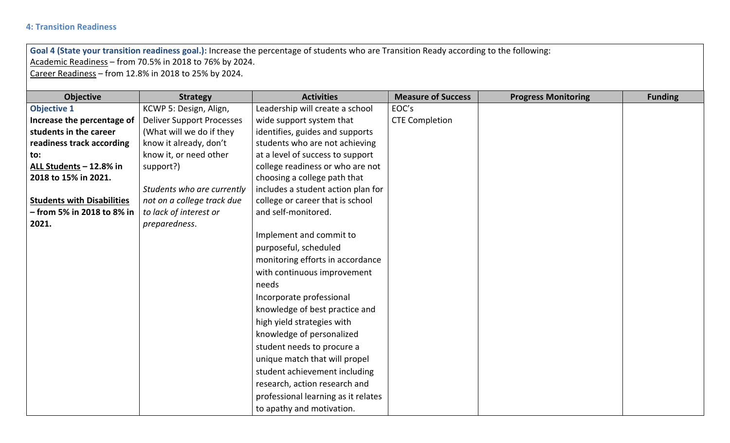## 4: Transition Readiness

**Goal 4 (State your transition readiness goal.):** Increase the percentage of students who are Transition Ready according to the following:
Academic Readiness – from 70.5% in 2018 to 76% by 2024.
Career Readiness – from 12.8% in 2018 to 25% by 2024.

| Objective | Strategy | Activities | Measure of Success | Progress Monitoring | Funding |
|---|---|---|---|---|---|
| **Objective 1**<br>**Increase the percentage of students in the career readiness track according to:**<br>**ALL Students – 12.8% in 2018 to 15% in 2021.**<br><br>**Students with Disabilities – from 5% in 2018 to 8% in 2021.** | KCWP 5: Design, Align, Deliver Support Processes (What will we do if they know it already, don't know it, or need other support?)<br><br>*Students who are currently not on a college track due to lack of interest or preparedness.* | Leadership will create a school wide support system that identifies, guides and supports students who are not achieving at a level of success to support college readiness or who are not choosing a college path that includes a student action plan for college or career that is school and self-monitored.<br><br>Implement and commit to purposeful, scheduled monitoring efforts in accordance with continuous improvement needs<br>Incorporate professional knowledge of best practice and high yield strategies with knowledge of personalized student needs to procure a unique match that will propel student achievement including research, action research and professional learning as it relates to apathy and motivation. | EOC's<br>CTE Completion | | |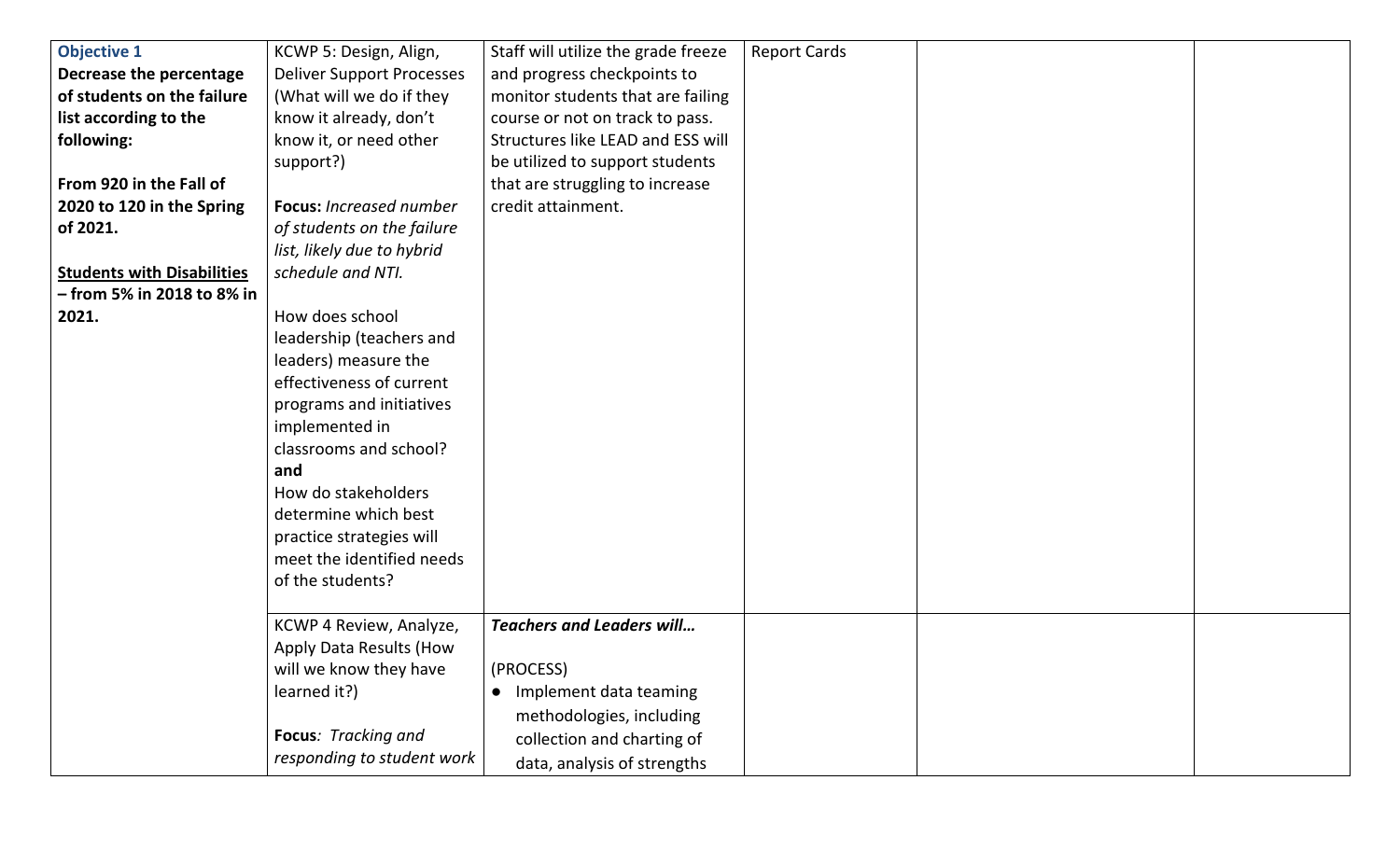| | | | | | |
|---|---|---|---|---|---|
| **Objective 1**<br>**Decrease the percentage of students on the failure list according to the following:**<br><br>**From 920 in the Fall of 2020 to 120 in the Spring of 2021.**<br><br>**<u>Students with Disabilities</u> – from 5% in 2018 to 8% in 2021.** | KCWP 5: Design, Align, Deliver Support Processes (What will we do if they know it already, don't know it, or need other support?)<br><br>**Focus:** *Increased number of students on the failure list, likely due to hybrid schedule and NTI.*<br><br>How does school leadership (teachers and leaders) measure the effectiveness of current programs and initiatives implemented in classrooms and school?<br>**and**<br>How do stakeholders determine which best practice strategies will meet the identified needs of the students? | Staff will utilize the grade freeze and progress checkpoints to monitor students that are failing course or not on track to pass. Structures like LEAD and ESS will be utilized to support students that are struggling to increase credit attainment. | Report Cards | | |
| | KCWP 4 Review, Analyze, Apply Data Results (How will we know they have learned it?)<br><br>**Focus**: *Tracking and responding to student work* | ***Teachers and Leaders will…***<br><br>(PROCESS)<br>● Implement data teaming methodologies, including collection and charting of data, analysis of strengths | | | |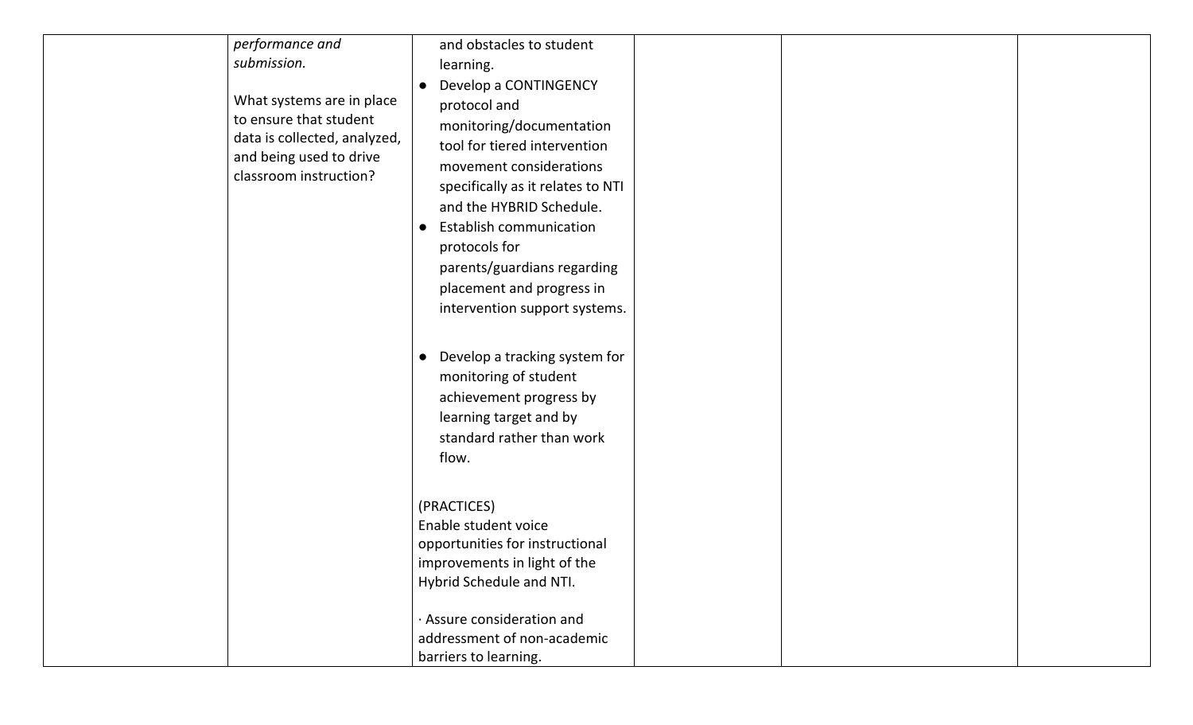| | | | | | |
|---|---|---|---|---|---|
| | *performance and submission.*<br><br>What systems are in place to ensure that student data is collected, analyzed, and being used to drive classroom instruction? | and obstacles to student learning.<br>● Develop a CONTINGENCY protocol and monitoring/documentation tool for tiered intervention movement considerations specifically as it relates to NTI and the HYBRID Schedule.<br>● Establish communication protocols for parents/guardians regarding placement and progress in intervention support systems.<br><br>● Develop a tracking system for monitoring of student achievement progress by learning target and by standard rather than work flow.<br><br>(PRACTICES)<br>Enable student voice opportunities for instructional improvements in light of the Hybrid Schedule and NTI.<br><br>· Assure consideration and addressment of non-academic barriers to learning. | | | |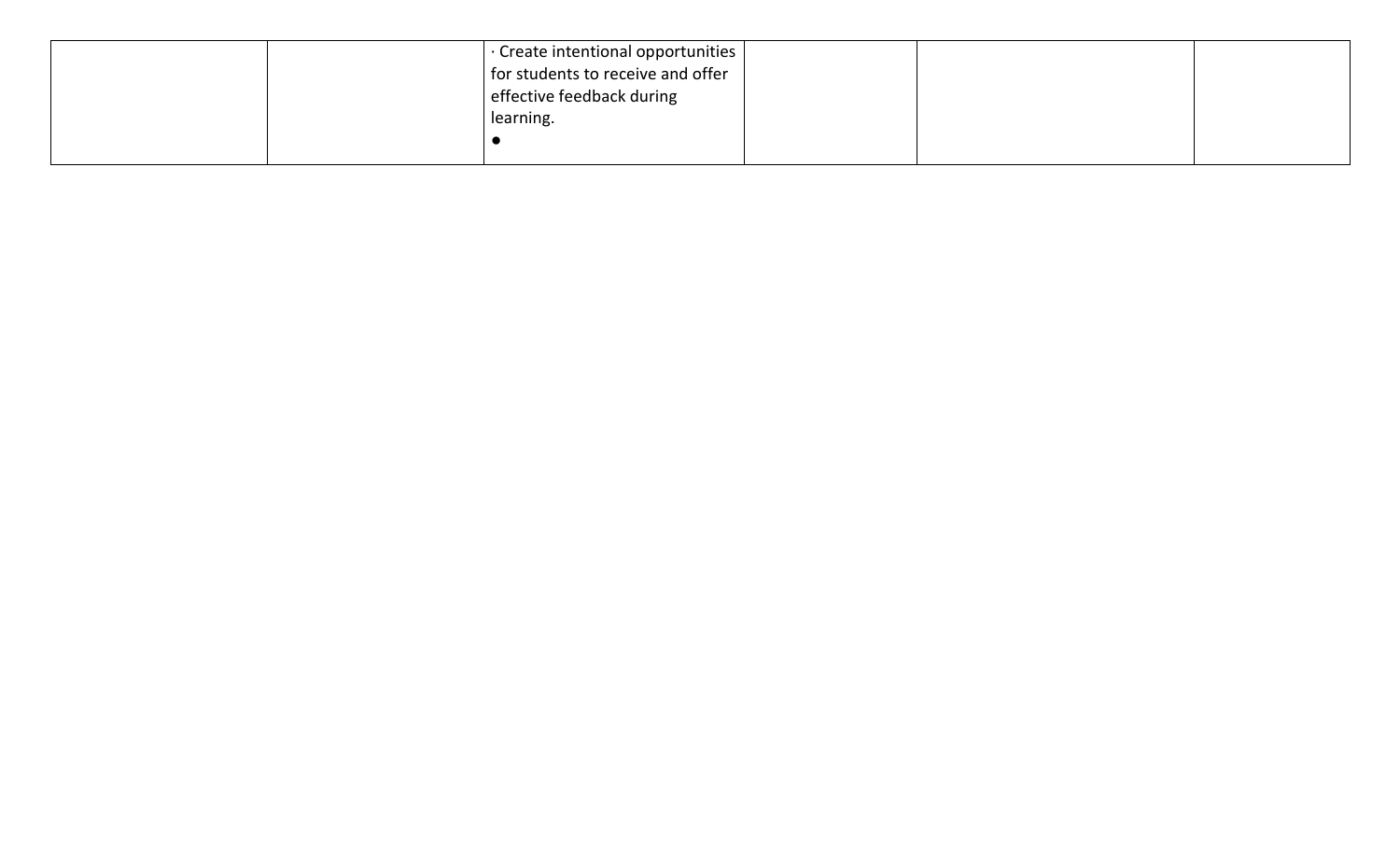| | | | | | |
|---|---|---|---|---|---|
| | | · Create intentional opportunities for students to receive and offer effective feedback during learning.<br>● | | | |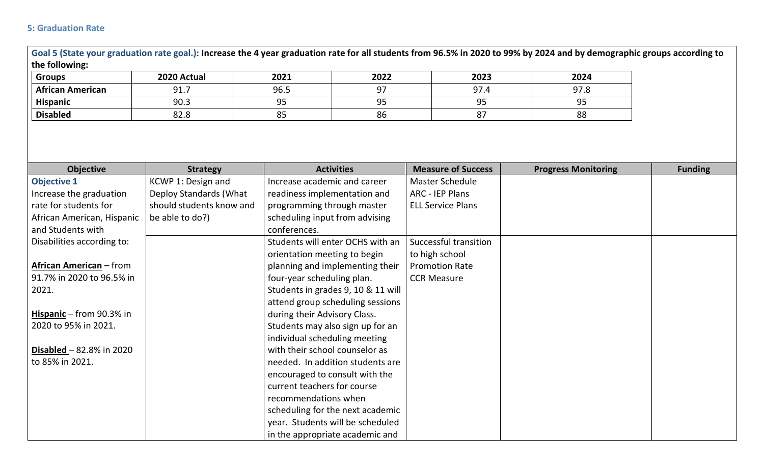### 5: Graduation Rate

**Goal 5 (State your graduation rate goal.): Increase the 4 year graduation rate for all students from 96.5% in 2020 to 99% by 2024 and by demographic groups according to the following:**

| Groups | 2020 Actual | 2021 | 2022 | 2023 | 2024 |
|---|---|---|---|---|---|
| **African American** | 91.7 | 96.5 | 97 | 97.4 | 97.8 |
| **Hispanic** | 90.3 | 95 | 95 | 95 | 95 |
| **Disabled** | 82.8 | 85 | 86 | 87 | 88 |

| Objective | Strategy | Activities | Measure of Success | Progress Monitoring | Funding |
|---|---|---|---|---|---|
| **Objective 1**<br>Increase the graduation rate for students for African American, Hispanic and Students with Disabilities according to:<br><br>**African American** – from 91.7% in 2020 to 96.5% in 2021.<br><br>**Hispanic** – from 90.3% in 2020 to 95% in 2021.<br><br>**Disabled** – 82.8% in 2020 to 85% in 2021. | KCWP 1: Design and Deploy Standards (What should students know and be able to do?) | Increase academic and career readiness implementation and programming through master scheduling input from advising conferences. | Master Schedule<br>ARC - IEP Plans<br>ELL Service Plans | | |
| | | Students will enter OCHS with an orientation meeting to begin planning and implementing their four-year scheduling plan. Students in grades 9, 10 & 11 will attend group scheduling sessions during their Advisory Class. Students may also sign up for an individual scheduling meeting with their school counselor as needed. In addition students are encouraged to consult with the current teachers for course recommendations when scheduling for the next academic year. Students will be scheduled in the appropriate academic and | Successful transition to high school<br>Promotion Rate<br>CCR Measure | | |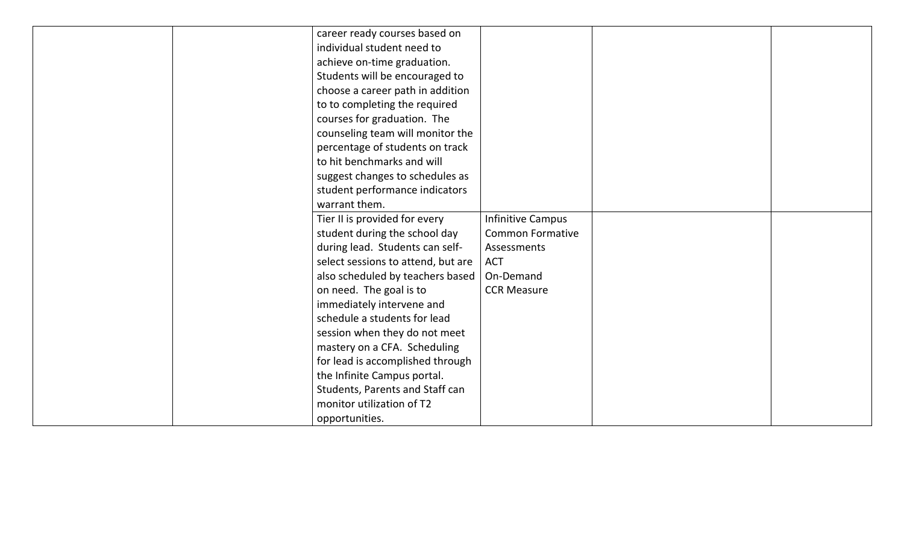| | | | | | |
|---|---|---|---|---|---|
| | | career ready courses based on individual student need to achieve on-time graduation. Students will be encouraged to choose a career path in addition to to completing the required courses for graduation. The counseling team will monitor the percentage of students on track to hit benchmarks and will suggest changes to schedules as student performance indicators warrant them. | | | |
| | | Tier II is provided for every student during the school day during lead. Students can self-select sessions to attend, but are also scheduled by teachers based on need. The goal is to immediately intervene and schedule a students for lead session when they do not meet mastery on a CFA. Scheduling for lead is accomplished through the Infinite Campus portal. Students, Parents and Staff can monitor utilization of T2 opportunities. | Infinitive Campus<br>Common Formative Assessments<br>ACT<br>On-Demand<br>CCR Measure | | |